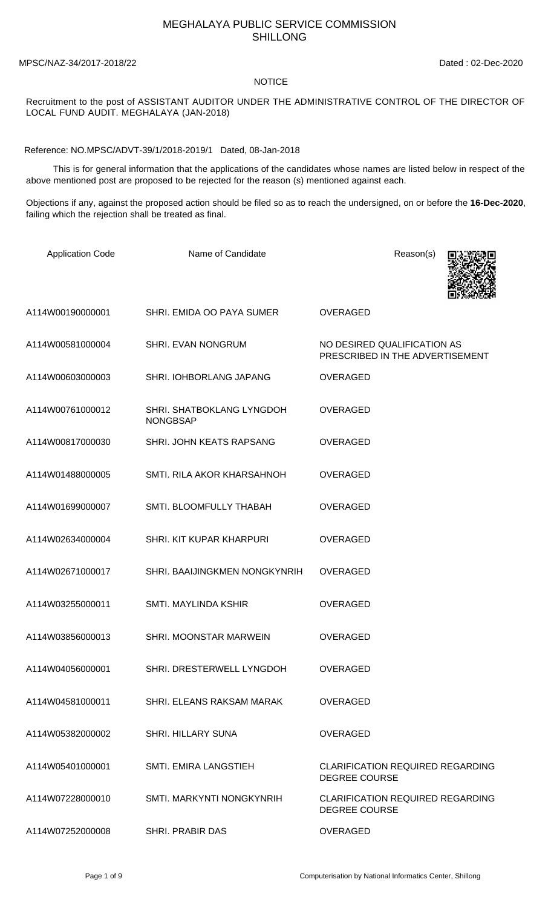# MEGHALAYA PUBLIC SERVICE COMMISSION
## SHILLONG

MPSC/NAZ-34/2017-2018/22 Dated : 02-Dec-2020

NOTICE

Recruitment to the post of ASSISTANT AUDITOR UNDER THE ADMINISTRATIVE CONTROL OF THE DIRECTOR OF LOCAL FUND AUDIT. MEGHALAYA (JAN-2018)

Reference: NO.MPSC/ADVT-39/1/2018-2019/1 Dated, 08-Jan-2018

This is for general information that the applications of the candidates whose names are listed below in respect of the above mentioned post are proposed to be rejected for the reason (s) mentioned against each.

Objections if any, against the proposed action should be filed so as to reach the undersigned, on or before the **16-Dec-2020**, failing which the rejection shall be treated as final.

| Application Code | Name of Candidate | Reason(s) |
|---|---|---|
| A114W00190000001 | SHRI. EMIDA OO PAYA SUMER | OVERAGED |
| A114W00581000004 | SHRI. EVAN NONGRUM | NO DESIRED QUALIFICATION AS PRESCRIBED IN THE ADVERTISEMENT |
| A114W00603000003 | SHRI. IOHBORLANG JAPANG | OVERAGED |
| A114W00761000012 | SHRI. SHATBOKLANG LYNGDOH NONGBSAP | OVERAGED |
| A114W00817000030 | SHRI. JOHN KEATS RAPSANG | OVERAGED |
| A114W01488000005 | SMTI. RILA AKOR KHARSAHNOH | OVERAGED |
| A114W01699000007 | SMTI. BLOOMFULLY THABAH | OVERAGED |
| A114W02634000004 | SHRI. KIT KUPAR KHARPURI | OVERAGED |
| A114W02671000017 | SHRI. BAAIJINGKMEN NONGKYNRIH | OVERAGED |
| A114W03255000011 | SMTI. MAYLINDA KSHIR | OVERAGED |
| A114W03856000013 | SHRI. MOONSTAR MARWEIN | OVERAGED |
| A114W04056000001 | SHRI. DRESTERWELL LYNGDOH | OVERAGED |
| A114W04581000011 | SHRI. ELEANS RAKSAM MARAK | OVERAGED |
| A114W05382000002 | SHRI. HILLARY SUNA | OVERAGED |
| A114W05401000001 | SMTI. EMIRA LANGSTIEH | CLARIFICATION REQUIRED REGARDING DEGREE COURSE |
| A114W07228000010 | SMTI. MARKYNTI NONGKYNRIH | CLARIFICATION REQUIRED REGARDING DEGREE COURSE |
| A114W07252000008 | SHRI. PRABIR DAS | OVERAGED |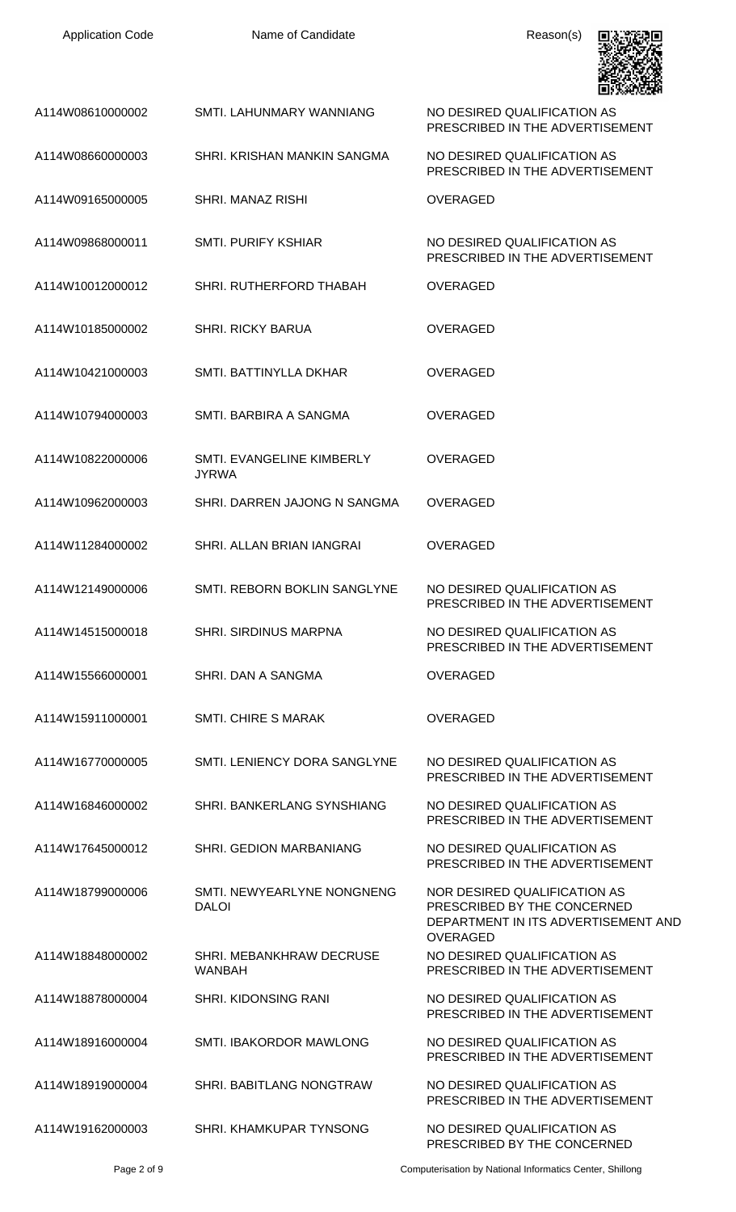| Application Code | Name of Candidate | Reason(s) |
|---|---|---|
| A114W08610000002 | SMTI. LAHUNMARY WANNIANG | NO DESIRED QUALIFICATION AS PRESCRIBED IN THE ADVERTISEMENT |
| A114W08660000003 | SHRI. KRISHAN MANKIN SANGMA | NO DESIRED QUALIFICATION AS PRESCRIBED IN THE ADVERTISEMENT |
| A114W09165000005 | SHRI. MANAZ RISHI | OVERAGED |
| A114W09868000011 | SMTI. PURIFY KSHIAR | NO DESIRED QUALIFICATION AS PRESCRIBED IN THE ADVERTISEMENT |
| A114W10012000012 | SHRI. RUTHERFORD THABAH | OVERAGED |
| A114W10185000002 | SHRI. RICKY BARUA | OVERAGED |
| A114W10421000003 | SMTI. BATTINYLLA DKHAR | OVERAGED |
| A114W10794000003 | SMTI. BARBIRA A SANGMA | OVERAGED |
| A114W10822000006 | SMTI. EVANGELINE KIMBERLY JYRWA | OVERAGED |
| A114W10962000003 | SHRI. DARREN JAJONG N SANGMA | OVERAGED |
| A114W11284000002 | SHRI. ALLAN BRIAN IANGRAI | OVERAGED |
| A114W12149000006 | SMTI. REBORN BOKLIN SANGLYNE | NO DESIRED QUALIFICATION AS PRESCRIBED IN THE ADVERTISEMENT |
| A114W14515000018 | SHRI. SIRDINUS MARPNA | NO DESIRED QUALIFICATION AS PRESCRIBED IN THE ADVERTISEMENT |
| A114W15566000001 | SHRI. DAN A SANGMA | OVERAGED |
| A114W15911000001 | SMTI. CHIRE S MARAK | OVERAGED |
| A114W16770000005 | SMTI. LENIENCY DORA SANGLYNE | NO DESIRED QUALIFICATION AS PRESCRIBED IN THE ADVERTISEMENT |
| A114W16846000002 | SHRI. BANKERLANG SYNSHIANG | NO DESIRED QUALIFICATION AS PRESCRIBED IN THE ADVERTISEMENT |
| A114W17645000012 | SHRI. GEDION MARBANIANG | NO DESIRED QUALIFICATION AS PRESCRIBED IN THE ADVERTISEMENT |
| A114W18799000006 | SMTI. NEWYEARLYNE NONGNENG DALOI | NOR DESIRED QUALIFICATION AS PRESCRIBED BY THE CONCERNED DEPARTMENT IN ITS ADVERTISEMENT AND OVERAGED |
| A114W18848000002 | SHRI. MEBANKHRAW DECRUSE WANBAH | NO DESIRED QUALIFICATION AS PRESCRIBED IN THE ADVERTISEMENT |
| A114W18878000004 | SHRI. KIDONSING RANI | NO DESIRED QUALIFICATION AS PRESCRIBED IN THE ADVERTISEMENT |
| A114W18916000004 | SMTI. IBAKORDOR MAWLONG | NO DESIRED QUALIFICATION AS PRESCRIBED IN THE ADVERTISEMENT |
| A114W18919000004 | SHRI. BABITLANG NONGTRAW | NO DESIRED QUALIFICATION AS PRESCRIBED IN THE ADVERTISEMENT |
| A114W19162000003 | SHRI. KHAMKUPAR TYNSONG | NO DESIRED QUALIFICATION AS PRESCRIBED BY THE CONCERNED |

Computerisation by National Informatics Center, Shillong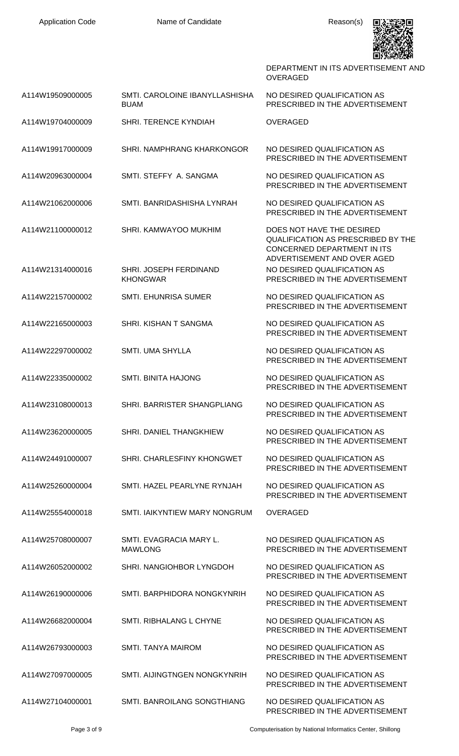| Application Code | Name of Candidate | Reason(s) |
|---|---|---|
| | | DEPARTMENT IN ITS ADVERTISEMENT AND OVERAGED |
| A114W19509000005 | SMTI. CAROLOINE IBANYLLASHISHA BUAM | NO DESIRED QUALIFICATION AS PRESCRIBED IN THE ADVERTISEMENT |
| A114W19704000009 | SHRI. TERENCE KYNDIAH | OVERAGED |
| A114W19917000009 | SHRI. NAMPHRANG KHARKONGOR | NO DESIRED QUALIFICATION AS PRESCRIBED IN THE ADVERTISEMENT |
| A114W20963000004 | SMTI. STEFFY A. SANGMA | NO DESIRED QUALIFICATION AS PRESCRIBED IN THE ADVERTISEMENT |
| A114W21062000006 | SMTI. BANRIDASHISHA LYNRAH | NO DESIRED QUALIFICATION AS PRESCRIBED IN THE ADVERTISEMENT |
| A114W21100000012 | SHRI. KAMWAYOO MUKHIM | DOES NOT HAVE THE DESIRED QUALIFICATION AS PRESCRIBED BY THE CONCERNED DEPARTMENT IN ITS ADVERTISEMENT AND OVER AGED |
| A114W21314000016 | SHRI. JOSEPH FERDINAND KHONGWAR | NO DESIRED QUALIFICATION AS PRESCRIBED IN THE ADVERTISEMENT |
| A114W22157000002 | SMTI. EHUNRISA SUMER | NO DESIRED QUALIFICATION AS PRESCRIBED IN THE ADVERTISEMENT |
| A114W22165000003 | SHRI. KISHAN T SANGMA | NO DESIRED QUALIFICATION AS PRESCRIBED IN THE ADVERTISEMENT |
| A114W22297000002 | SMTI. UMA SHYLLA | NO DESIRED QUALIFICATION AS PRESCRIBED IN THE ADVERTISEMENT |
| A114W22335000002 | SMTI. BINITA HAJONG | NO DESIRED QUALIFICATION AS PRESCRIBED IN THE ADVERTISEMENT |
| A114W23108000013 | SHRI. BARRISTER SHANGPLIANG | NO DESIRED QUALIFICATION AS PRESCRIBED IN THE ADVERTISEMENT |
| A114W23620000005 | SHRI. DANIEL THANGKHIEW | NO DESIRED QUALIFICATION AS PRESCRIBED IN THE ADVERTISEMENT |
| A114W24491000007 | SHRI. CHARLESFINY KHONGWET | NO DESIRED QUALIFICATION AS PRESCRIBED IN THE ADVERTISEMENT |
| A114W25260000004 | SMTI. HAZEL PEARLYNE RYNJAH | NO DESIRED QUALIFICATION AS PRESCRIBED IN THE ADVERTISEMENT |
| A114W25554000018 | SMTI. IAIKYNTIEW MARY NONGRUM | OVERAGED |
| A114W25708000007 | SMTI. EVAGRACIA MARY L. MAWLONG | NO DESIRED QUALIFICATION AS PRESCRIBED IN THE ADVERTISEMENT |
| A114W26052000002 | SHRI. NANGIOHBOR LYNGDOH | NO DESIRED QUALIFICATION AS PRESCRIBED IN THE ADVERTISEMENT |
| A114W26190000006 | SMTI. BARPHIDORA NONGKYNRIH | NO DESIRED QUALIFICATION AS PRESCRIBED IN THE ADVERTISEMENT |
| A114W26682000004 | SMTI. RIBHALANG L CHYNE | NO DESIRED QUALIFICATION AS PRESCRIBED IN THE ADVERTISEMENT |
| A114W26793000003 | SMTI. TANYA MAIROM | NO DESIRED QUALIFICATION AS PRESCRIBED IN THE ADVERTISEMENT |
| A114W27097000005 | SMTI. AIJINGTNGEN NONGKYNRIH | NO DESIRED QUALIFICATION AS PRESCRIBED IN THE ADVERTISEMENT |
| A114W27104000001 | SMTI. BANROILANG SONGTHIANG | NO DESIRED QUALIFICATION AS PRESCRIBED IN THE ADVERTISEMENT |

Computerisation by National Informatics Center, Shillong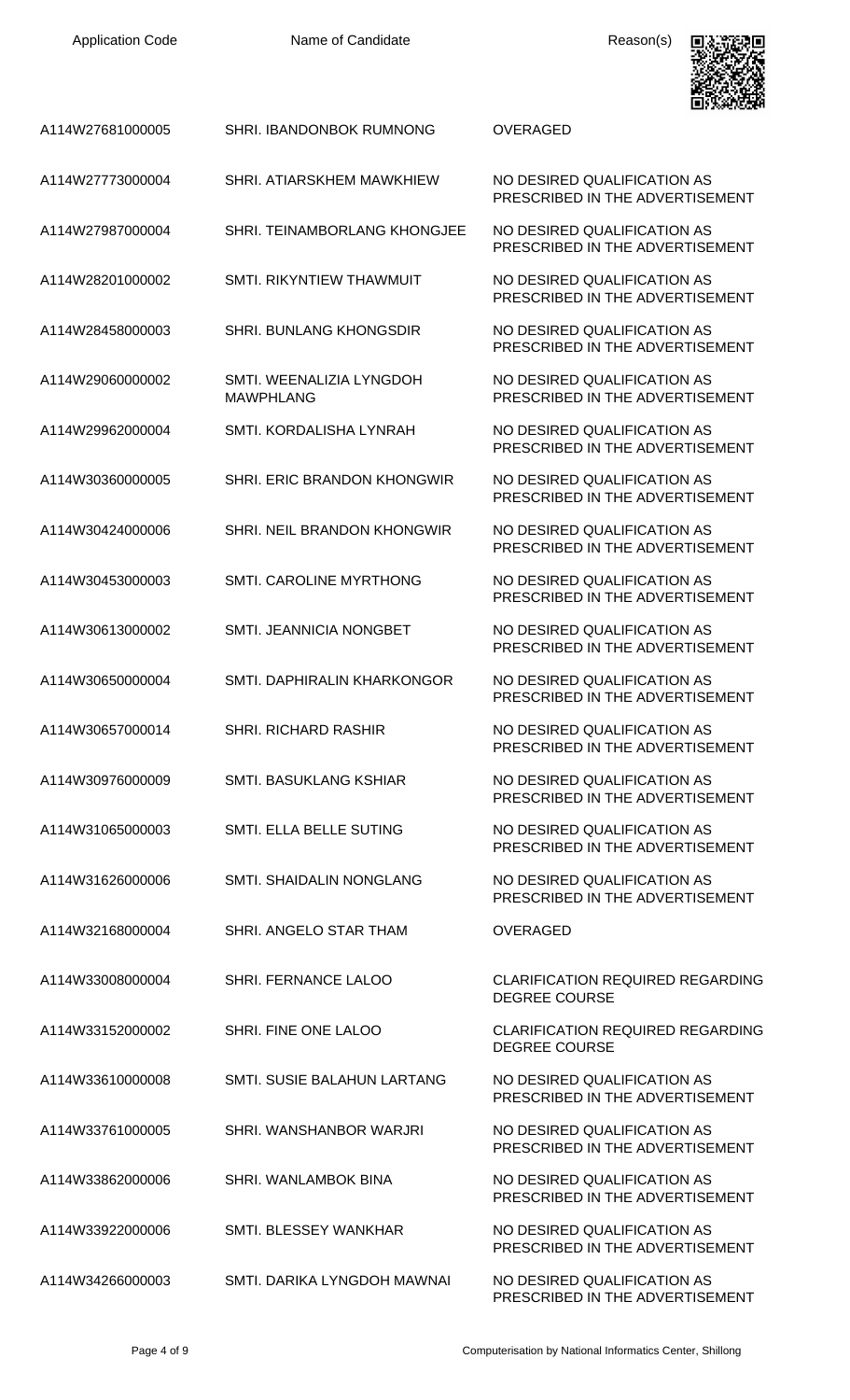| Application Code | Name of Candidate | Reason(s) |
|---|---|---|
| A114W27681000005 | SHRI. IBANDONBOK RUMNONG | OVERAGED |
| A114W27773000004 | SHRI. ATIARSKHEM MAWKHIEW | NO DESIRED QUALIFICATION AS PRESCRIBED IN THE ADVERTISEMENT |
| A114W27987000004 | SHRI. TEINAMBORLANG KHONGJEE | NO DESIRED QUALIFICATION AS PRESCRIBED IN THE ADVERTISEMENT |
| A114W28201000002 | SMTI. RIKYNTIEW THAWMUIT | NO DESIRED QUALIFICATION AS PRESCRIBED IN THE ADVERTISEMENT |
| A114W28458000003 | SHRI. BUNLANG KHONGSDIR | NO DESIRED QUALIFICATION AS PRESCRIBED IN THE ADVERTISEMENT |
| A114W29060000002 | SMTI. WEENALIZIA LYNGDOH MAWPHLANG | NO DESIRED QUALIFICATION AS PRESCRIBED IN THE ADVERTISEMENT |
| A114W29962000004 | SMTI. KORDALISHA LYNRAH | NO DESIRED QUALIFICATION AS PRESCRIBED IN THE ADVERTISEMENT |
| A114W30360000005 | SHRI. ERIC BRANDON KHONGWIR | NO DESIRED QUALIFICATION AS PRESCRIBED IN THE ADVERTISEMENT |
| A114W30424000006 | SHRI. NEIL BRANDON KHONGWIR | NO DESIRED QUALIFICATION AS PRESCRIBED IN THE ADVERTISEMENT |
| A114W30453000003 | SMTI. CAROLINE MYRTHONG | NO DESIRED QUALIFICATION AS PRESCRIBED IN THE ADVERTISEMENT |
| A114W30613000002 | SMTI. JEANNICIA NONGBET | NO DESIRED QUALIFICATION AS PRESCRIBED IN THE ADVERTISEMENT |
| A114W30650000004 | SMTI. DAPHIRALIN KHARKONGOR | NO DESIRED QUALIFICATION AS PRESCRIBED IN THE ADVERTISEMENT |
| A114W30657000014 | SHRI. RICHARD RASHIR | NO DESIRED QUALIFICATION AS PRESCRIBED IN THE ADVERTISEMENT |
| A114W30976000009 | SMTI. BASUKLANG KSHIAR | NO DESIRED QUALIFICATION AS PRESCRIBED IN THE ADVERTISEMENT |
| A114W31065000003 | SMTI. ELLA BELLE SUTING | NO DESIRED QUALIFICATION AS PRESCRIBED IN THE ADVERTISEMENT |
| A114W31626000006 | SMTI. SHAIDALIN NONGLANG | NO DESIRED QUALIFICATION AS PRESCRIBED IN THE ADVERTISEMENT |
| A114W32168000004 | SHRI. ANGELO STAR THAM | OVERAGED |
| A114W33008000004 | SHRI. FERNANCE LALOO | CLARIFICATION REQUIRED REGARDING DEGREE COURSE |
| A114W33152000002 | SHRI. FINE ONE LALOO | CLARIFICATION REQUIRED REGARDING DEGREE COURSE |
| A114W33610000008 | SMTI. SUSIE BALAHUN LARTANG | NO DESIRED QUALIFICATION AS PRESCRIBED IN THE ADVERTISEMENT |
| A114W33761000005 | SHRI. WANSHANBOR WARJRI | NO DESIRED QUALIFICATION AS PRESCRIBED IN THE ADVERTISEMENT |
| A114W33862000006 | SHRI. WANLAMBOK BINA | NO DESIRED QUALIFICATION AS PRESCRIBED IN THE ADVERTISEMENT |
| A114W33922000006 | SMTI. BLESSEY WANKHAR | NO DESIRED QUALIFICATION AS PRESCRIBED IN THE ADVERTISEMENT |
| A114W34266000003 | SMTI. DARIKA LYNGDOH MAWNAI | NO DESIRED QUALIFICATION AS PRESCRIBED IN THE ADVERTISEMENT |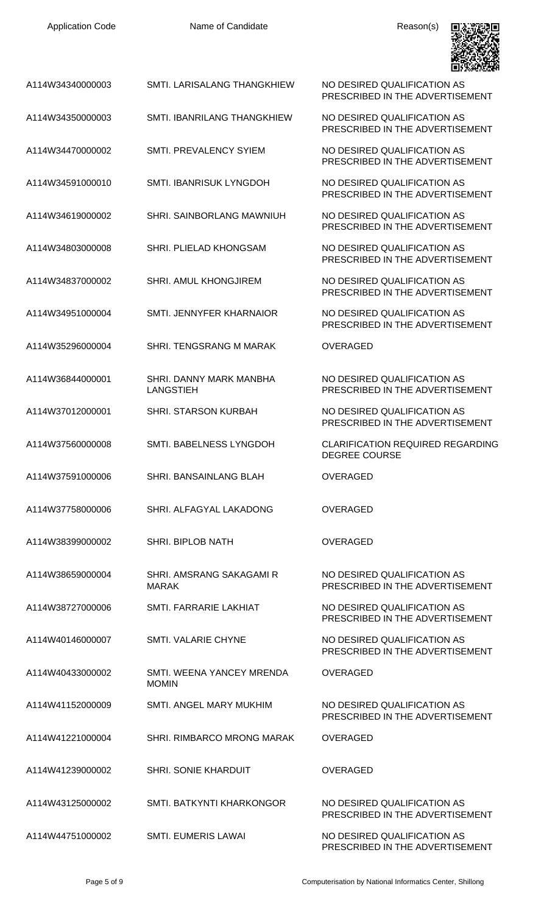| Application Code | Name of Candidate | Reason(s) |
| --- | --- | --- |
| A114W34340000003 | SMTI. LARISALANG THANGKHIEW | NO DESIRED QUALIFICATION AS PRESCRIBED IN THE ADVERTISEMENT |
| A114W34350000003 | SMTI. IBANRILANG THANGKHIEW | NO DESIRED QUALIFICATION AS PRESCRIBED IN THE ADVERTISEMENT |
| A114W34470000002 | SMTI. PREVALENCY SYIEM | NO DESIRED QUALIFICATION AS PRESCRIBED IN THE ADVERTISEMENT |
| A114W34591000010 | SMTI. IBANRISUK LYNGDOH | NO DESIRED QUALIFICATION AS PRESCRIBED IN THE ADVERTISEMENT |
| A114W34619000002 | SHRI. SAINBORLANG MAWNIUH | NO DESIRED QUALIFICATION AS PRESCRIBED IN THE ADVERTISEMENT |
| A114W34803000008 | SHRI. PLIELAD KHONGSAM | NO DESIRED QUALIFICATION AS PRESCRIBED IN THE ADVERTISEMENT |
| A114W34837000002 | SHRI. AMUL KHONGJIREM | NO DESIRED QUALIFICATION AS PRESCRIBED IN THE ADVERTISEMENT |
| A114W34951000004 | SMTI. JENNYFER KHARNAIOR | NO DESIRED QUALIFICATION AS PRESCRIBED IN THE ADVERTISEMENT |
| A114W35296000004 | SHRI. TENGSRANG M MARAK | OVERAGED |
| A114W36844000001 | SHRI. DANNY MARK MANBHA LANGSTIEH | NO DESIRED QUALIFICATION AS PRESCRIBED IN THE ADVERTISEMENT |
| A114W37012000001 | SHRI. STARSON KURBAH | NO DESIRED QUALIFICATION AS PRESCRIBED IN THE ADVERTISEMENT |
| A114W37560000008 | SMTI. BABELNESS LYNGDOH | CLARIFICATION REQUIRED REGARDING DEGREE COURSE |
| A114W37591000006 | SHRI. BANSAINLANG BLAH | OVERAGED |
| A114W37758000006 | SHRI. ALFAGYAL LAKADONG | OVERAGED |
| A114W38399000002 | SHRI. BIPLOB NATH | OVERAGED |
| A114W38659000004 | SHRI. AMSRANG SAKAGAMI R MARAK | NO DESIRED QUALIFICATION AS PRESCRIBED IN THE ADVERTISEMENT |
| A114W38727000006 | SMTI. FARRARIE LAKHIAT | NO DESIRED QUALIFICATION AS PRESCRIBED IN THE ADVERTISEMENT |
| A114W40146000007 | SMTI. VALARIE CHYNE | NO DESIRED QUALIFICATION AS PRESCRIBED IN THE ADVERTISEMENT |
| A114W40433000002 | SMTI. WEENA YANCEY MRENDA MOMIN | OVERAGED |
| A114W41152000009 | SMTI. ANGEL MARY MUKHIM | NO DESIRED QUALIFICATION AS PRESCRIBED IN THE ADVERTISEMENT |
| A114W41221000004 | SHRI. RIMBARCO MRONG MARAK | OVERAGED |
| A114W41239000002 | SHRI. SONIE KHARDUIT | OVERAGED |
| A114W43125000002 | SMTI. BATKYNTI KHARKONGOR | NO DESIRED QUALIFICATION AS PRESCRIBED IN THE ADVERTISEMENT |
| A114W44751000002 | SMTI. EUMERIS LAWAI | NO DESIRED QUALIFICATION AS PRESCRIBED IN THE ADVERTISEMENT |

Computerisation by National Informatics Center, Shillong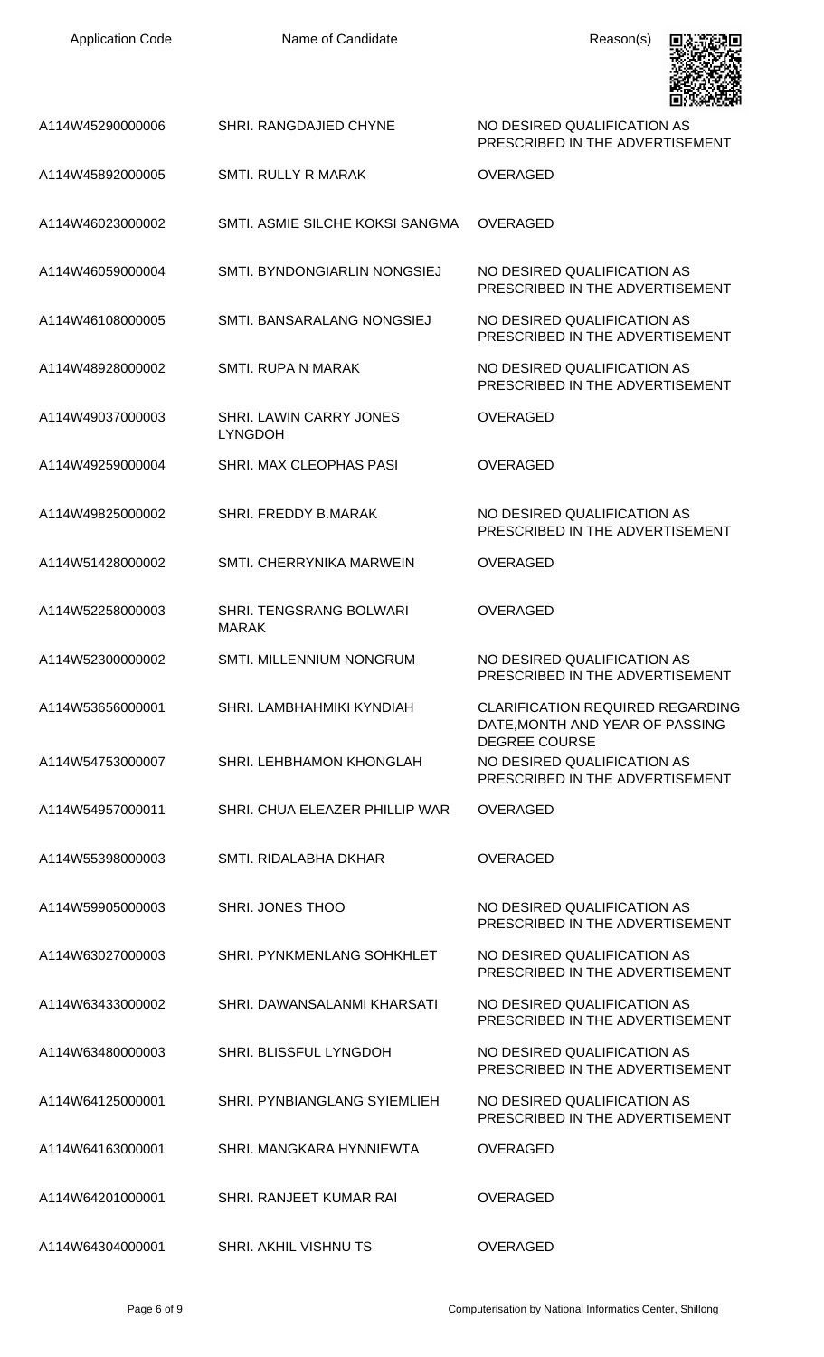| Application Code | Name of Candidate | Reason(s) |
|---|---|---|
| A114W45290000006 | SHRI. RANGDAJIED CHYNE | NO DESIRED QUALIFICATION AS PRESCRIBED IN THE ADVERTISEMENT |
| A114W45892000005 | SMTI. RULLY R MARAK | OVERAGED |
| A114W46023000002 | SMTI. ASMIE SILCHE KOKSI SANGMA | OVERAGED |
| A114W46059000004 | SMTI. BYNDONGIARLIN NONGSIEJ | NO DESIRED QUALIFICATION AS PRESCRIBED IN THE ADVERTISEMENT |
| A114W46108000005 | SMTI. BANSARALANG NONGSIEJ | NO DESIRED QUALIFICATION AS PRESCRIBED IN THE ADVERTISEMENT |
| A114W48928000002 | SMTI. RUPA N MARAK | NO DESIRED QUALIFICATION AS PRESCRIBED IN THE ADVERTISEMENT |
| A114W49037000003 | SHRI. LAWIN CARRY JONES LYNGDOH | OVERAGED |
| A114W49259000004 | SHRI. MAX CLEOPHAS PASI | OVERAGED |
| A114W49825000002 | SHRI. FREDDY B.MARAK | NO DESIRED QUALIFICATION AS PRESCRIBED IN THE ADVERTISEMENT |
| A114W51428000002 | SMTI. CHERRYNIKA MARWEIN | OVERAGED |
| A114W52258000003 | SHRI. TENGSRANG BOLWARI MARAK | OVERAGED |
| A114W52300000002 | SMTI. MILLENNIUM NONGRUM | NO DESIRED QUALIFICATION AS PRESCRIBED IN THE ADVERTISEMENT |
| A114W53656000001 | SHRI. LAMBHAHMIKI KYNDIAH | CLARIFICATION REQUIRED REGARDING DATE,MONTH AND YEAR OF PASSING DEGREE COURSE |
| A114W54753000007 | SHRI. LEHBHAMON KHONGLAH | NO DESIRED QUALIFICATION AS PRESCRIBED IN THE ADVERTISEMENT |
| A114W54957000011 | SHRI. CHUA ELEAZER PHILLIP WAR | OVERAGED |
| A114W55398000003 | SMTI. RIDALABHA DKHAR | OVERAGED |
| A114W59905000003 | SHRI. JONES THOO | NO DESIRED QUALIFICATION AS PRESCRIBED IN THE ADVERTISEMENT |
| A114W63027000003 | SHRI. PYNKMENLANG SOHKHLET | NO DESIRED QUALIFICATION AS PRESCRIBED IN THE ADVERTISEMENT |
| A114W63433000002 | SHRI. DAWANSALANMI KHARSATI | NO DESIRED QUALIFICATION AS PRESCRIBED IN THE ADVERTISEMENT |
| A114W63480000003 | SHRI. BLISSFUL LYNGDOH | NO DESIRED QUALIFICATION AS PRESCRIBED IN THE ADVERTISEMENT |
| A114W64125000001 | SHRI. PYNBIANGLANG SYIEMLIEH | NO DESIRED QUALIFICATION AS PRESCRIBED IN THE ADVERTISEMENT |
| A114W64163000001 | SHRI. MANGKARA HYNNIEWTA | OVERAGED |
| A114W64201000001 | SHRI. RANJEET KUMAR RAI | OVERAGED |
| A114W64304000001 | SHRI. AKHIL VISHNU TS | OVERAGED |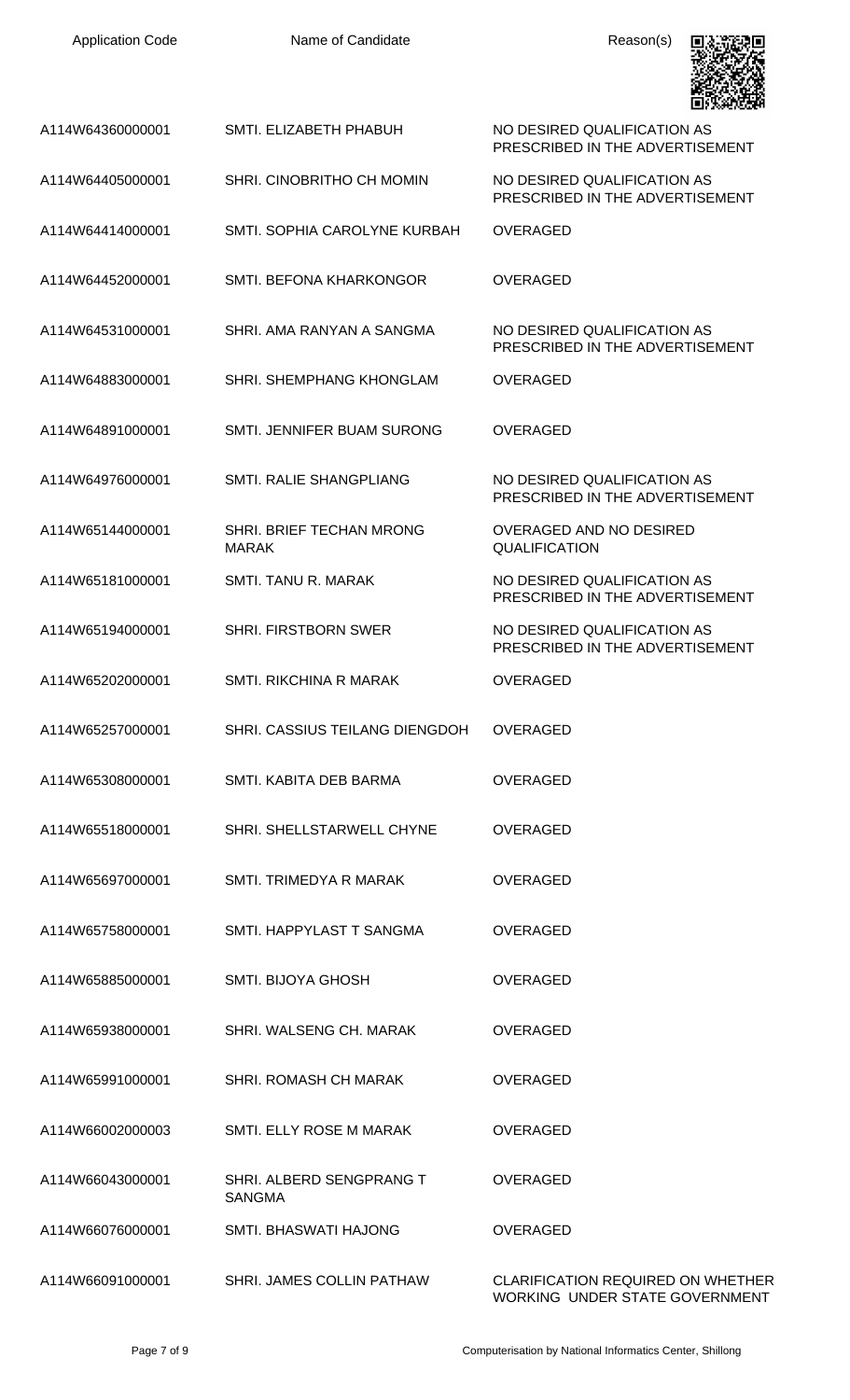| Application Code | Name of Candidate | Reason(s) |
|---|---|---|
| A114W64360000001 | SMTI. ELIZABETH PHABUH | NO DESIRED QUALIFICATION AS PRESCRIBED IN THE ADVERTISEMENT |
| A114W64405000001 | SHRI. CINOBRITHO CH MOMIN | NO DESIRED QUALIFICATION AS PRESCRIBED IN THE ADVERTISEMENT |
| A114W64414000001 | SMTI. SOPHIA CAROLYNE KURBAH | OVERAGED |
| A114W64452000001 | SMTI. BEFONA KHARKONGOR | OVERAGED |
| A114W64531000001 | SHRI. AMA RANYAN A SANGMA | NO DESIRED QUALIFICATION AS PRESCRIBED IN THE ADVERTISEMENT |
| A114W64883000001 | SHRI. SHEMPHANG KHONGLAM | OVERAGED |
| A114W64891000001 | SMTI. JENNIFER BUAM SURONG | OVERAGED |
| A114W64976000001 | SMTI. RALIE SHANGPLIANG | NO DESIRED QUALIFICATION AS PRESCRIBED IN THE ADVERTISEMENT |
| A114W65144000001 | SHRI. BRIEF TECHAN MRONG MARAK | OVERAGED AND NO DESIRED QUALIFICATION |
| A114W65181000001 | SMTI. TANU R. MARAK | NO DESIRED QUALIFICATION AS PRESCRIBED IN THE ADVERTISEMENT |
| A114W65194000001 | SHRI. FIRSTBORN SWER | NO DESIRED QUALIFICATION AS PRESCRIBED IN THE ADVERTISEMENT |
| A114W65202000001 | SMTI. RIKCHINA R MARAK | OVERAGED |
| A114W65257000001 | SHRI. CASSIUS TEILANG DIENGDOH | OVERAGED |
| A114W65308000001 | SMTI. KABITA DEB BARMA | OVERAGED |
| A114W65518000001 | SHRI. SHELLSTARWELL CHYNE | OVERAGED |
| A114W65697000001 | SMTI. TRIMEDYA R MARAK | OVERAGED |
| A114W65758000001 | SMTI. HAPPYLAST T SANGMA | OVERAGED |
| A114W65885000001 | SMTI. BIJOYA GHOSH | OVERAGED |
| A114W65938000001 | SHRI. WALSENG CH. MARAK | OVERAGED |
| A114W65991000001 | SHRI. ROMASH CH MARAK | OVERAGED |
| A114W66002000003 | SMTI. ELLY ROSE M MARAK | OVERAGED |
| A114W66043000001 | SHRI. ALBERD SENGPRANG T SANGMA | OVERAGED |
| A114W66076000001 | SMTI. BHASWATI HAJONG | OVERAGED |
| A114W66091000001 | SHRI. JAMES COLLIN PATHAW | CLARIFICATION REQUIRED ON WHETHER WORKING UNDER STATE GOVERNMENT |

Computerisation by National Informatics Center, Shillong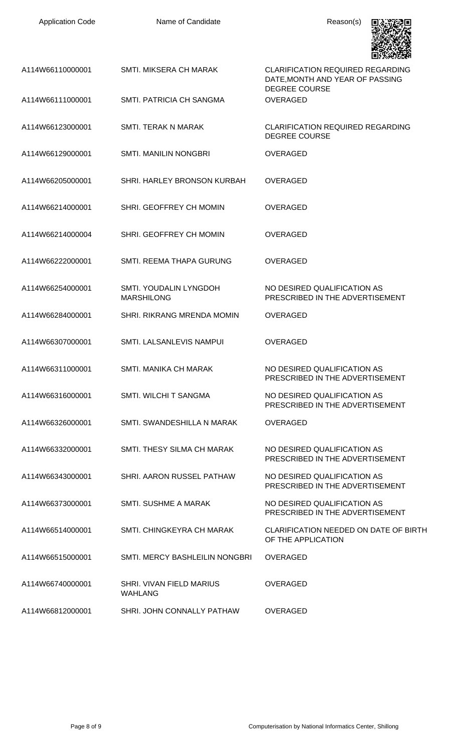| Application Code | Name of Candidate | Reason(s) |
| --- | --- | --- |
| A114W66110000001 | SMTI. MIKSERA CH MARAK | CLARIFICATION REQUIRED REGARDING DATE,MONTH AND YEAR OF PASSING DEGREE COURSE |
| A114W66111000001 | SMTI. PATRICIA CH SANGMA | OVERAGED |
| A114W66123000001 | SMTI. TERAK N MARAK | CLARIFICATION REQUIRED REGARDING DEGREE COURSE |
| A114W66129000001 | SMTI. MANILIN NONGBRI | OVERAGED |
| A114W66205000001 | SHRI. HARLEY BRONSON KURBAH | OVERAGED |
| A114W66214000001 | SHRI. GEOFFREY CH MOMIN | OVERAGED |
| A114W66214000004 | SHRI. GEOFFREY CH MOMIN | OVERAGED |
| A114W66222000001 | SMTI. REEMA THAPA GURUNG | OVERAGED |
| A114W66254000001 | SMTI. YOUDALIN LYNGDOH MARSHILONG | NO DESIRED QUALIFICATION AS PRESCRIBED IN THE ADVERTISEMENT |
| A114W66284000001 | SHRI. RIKRANG MRENDA MOMIN | OVERAGED |
| A114W66307000001 | SMTI. LALSANLEVIS NAMPUI | OVERAGED |
| A114W66311000001 | SMTI. MANIKA CH MARAK | NO DESIRED QUALIFICATION AS PRESCRIBED IN THE ADVERTISEMENT |
| A114W66316000001 | SMTI. WILCHI T SANGMA | NO DESIRED QUALIFICATION AS PRESCRIBED IN THE ADVERTISEMENT |
| A114W66326000001 | SMTI. SWANDESHILLA N MARAK | OVERAGED |
| A114W66332000001 | SMTI. THESY SILMA CH MARAK | NO DESIRED QUALIFICATION AS PRESCRIBED IN THE ADVERTISEMENT |
| A114W66343000001 | SHRI. AARON RUSSEL PATHAW | NO DESIRED QUALIFICATION AS PRESCRIBED IN THE ADVERTISEMENT |
| A114W66373000001 | SMTI. SUSHME A MARAK | NO DESIRED QUALIFICATION AS PRESCRIBED IN THE ADVERTISEMENT |
| A114W66514000001 | SMTI. CHINGKEYRA CH MARAK | CLARIFICATION NEEDED ON DATE OF BIRTH OF THE APPLICATION |
| A114W66515000001 | SMTI. MERCY BASHLEILIN NONGBRI | OVERAGED |
| A114W66740000001 | SHRI. VIVAN FIELD MARIUS WAHLANG | OVERAGED |
| A114W66812000001 | SHRI. JOHN CONNALLY PATHAW | OVERAGED |

Computerisation by National Informatics Center, Shillong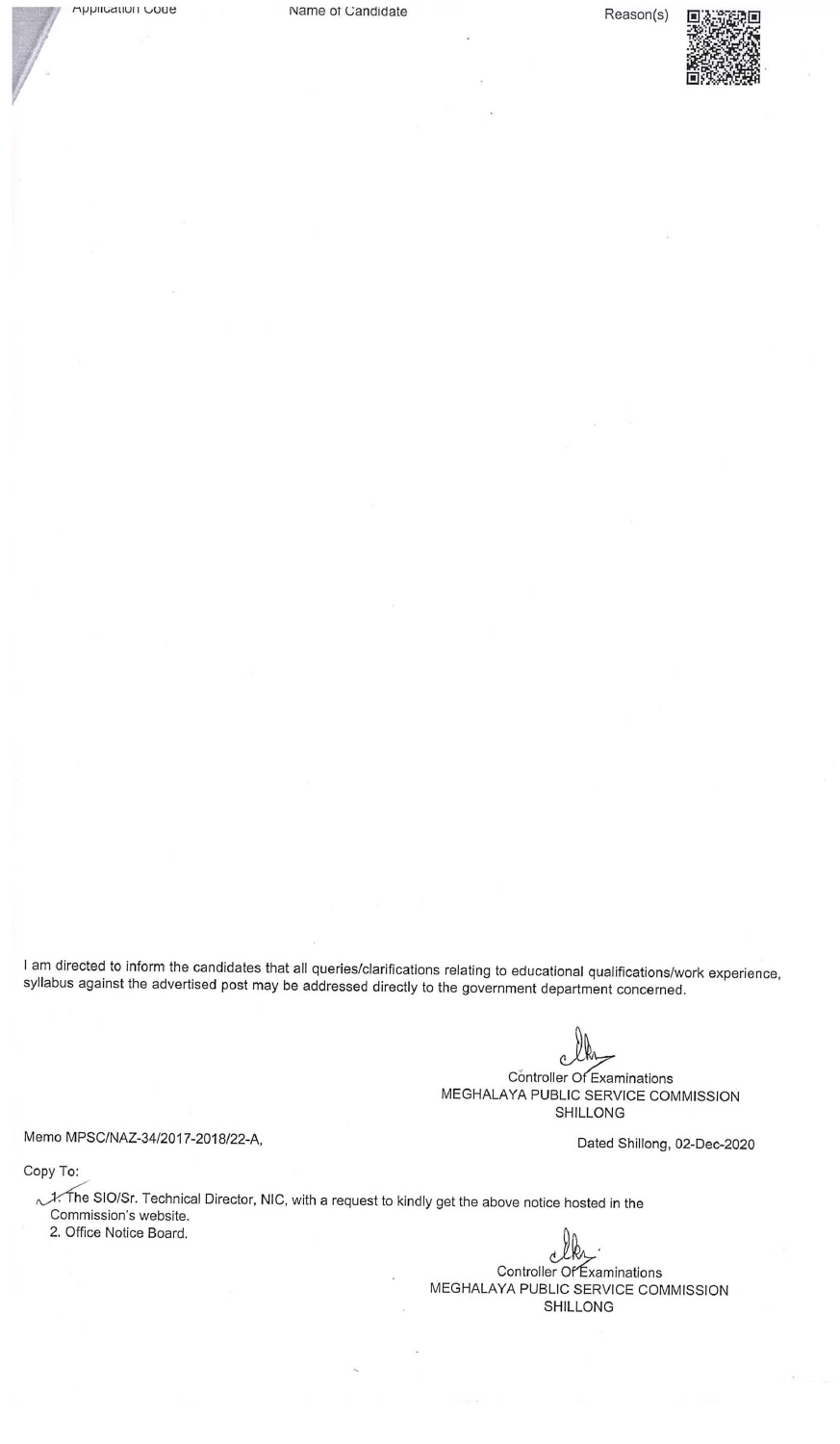| Application Code | Name of Candidate | Reason(s) |
|---|---|---|

I am directed to inform the candidates that all queries/clarifications relating to educational qualifications/work experience, syllabus against the advertised post may be addressed directly to the government department concerned.

Controller Of Examinations
MEGHALAYA PUBLIC SERVICE COMMISSION
SHILLONG

Memo MPSC/NAZ-34/2017-2018/22-A,

Dated Shillong, 02-Dec-2020

Copy To:

1. The SIO/Sr. Technical Director, NIC, with a request to kindly get the above notice hosted in the Commission's website.
2. Office Notice Board.

Controller Of Examinations
MEGHALAYA PUBLIC SERVICE COMMISSION
SHILLONG